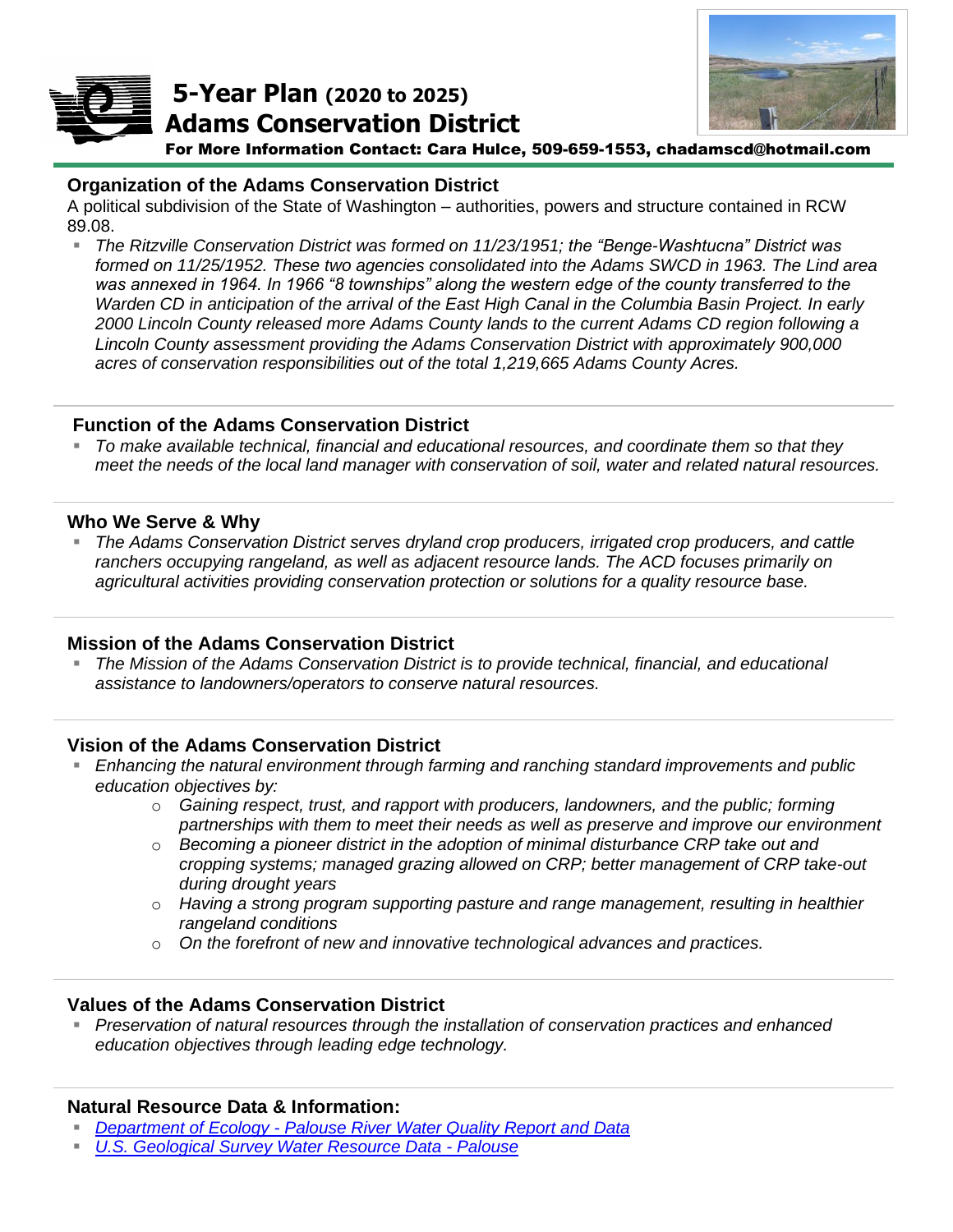# 5-Year Plan (2020 to 2025)
# Adams Conservation District

**For More Information Contact: Cara Hulce, 509-659-1553, chadamscd@hotmail.com**

## Organization of the Adams Conservation District

A political subdivision of the State of Washington – authorities, powers and structure contained in RCW 89.08.

- *The Ritzville Conservation District was formed on 11/23/1951; the "Benge-Washtucna" District was formed on 11/25/1952. These two agencies consolidated into the Adams SWCD in 1963. The Lind area was annexed in 1964. In 1966 "8 townships" along the western edge of the county transferred to the Warden CD in anticipation of the arrival of the East High Canal in the Columbia Basin Project. In early 2000 Lincoln County released more Adams County lands to the current Adams CD region following a Lincoln County assessment providing the Adams Conservation District with approximately 900,000 acres of conservation responsibilities out of the total 1,219,665 Adams County Acres.*

## Function of the Adams Conservation District

- *To make available technical, financial and educational resources, and coordinate them so that they meet the needs of the local land manager with conservation of soil, water and related natural resources.*

## Who We Serve & Why

- *The Adams Conservation District serves dryland crop producers, irrigated crop producers, and cattle ranchers occupying rangeland, as well as adjacent resource lands. The ACD focuses primarily on agricultural activities providing conservation protection or solutions for a quality resource base.*

## Mission of the Adams Conservation District

- *The Mission of the Adams Conservation District is to provide technical, financial, and educational assistance to landowners/operators to conserve natural resources.*

## Vision of the Adams Conservation District

- *Enhancing the natural environment through farming and ranching standard improvements and public education objectives by:*
  - *Gaining respect, trust, and rapport with producers, landowners, and the public; forming partnerships with them to meet their needs as well as preserve and improve our environment*
  - *Becoming a pioneer district in the adoption of minimal disturbance CRP take out and cropping systems; managed grazing allowed on CRP; better management of CRP take-out during drought years*
  - *Having a strong program supporting pasture and range management, resulting in healthier rangeland conditions*
  - *On the forefront of new and innovative technological advances and practices.*

## Values of the Adams Conservation District

- *Preservation of natural resources through the installation of conservation practices and enhanced education objectives through leading edge technology.*

## Natural Resource Data & Information:

- *Department of Ecology - Palouse River Water Quality Report and Data*
- *U.S. Geological Survey Water Resource Data - Palouse*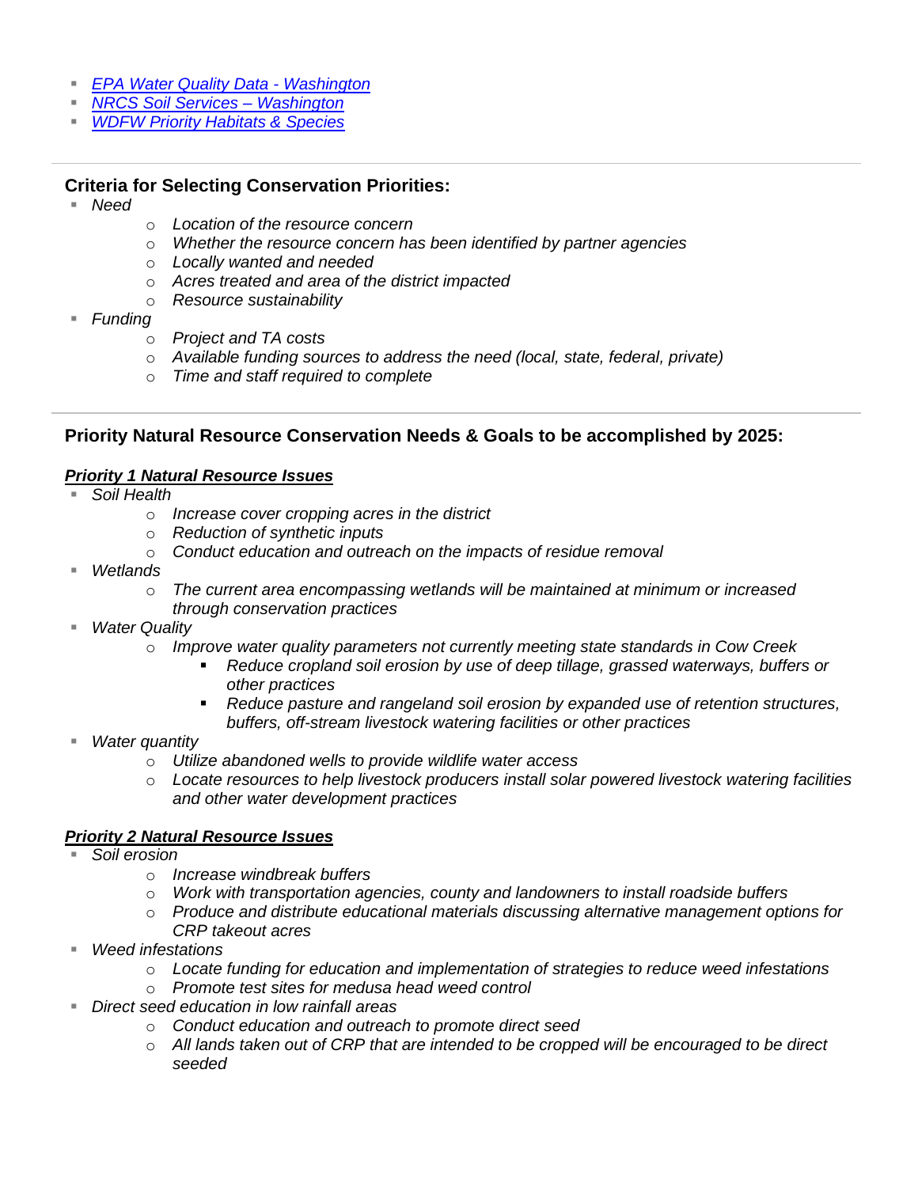- *[EPA Water Quality Data - Washington]()*
- *[NRCS Soil Services – Washington]()*
- *[WDFW Priority Habitats & Species]()*

---

### Criteria for Selecting Conservation Priorities:

- *Need*
    - *Location of the resource concern*
    - *Whether the resource concern has been identified by partner agencies*
    - *Locally wanted and needed*
    - *Acres treated and area of the district impacted*
    - *Resource sustainability*
- *Funding*
    - *Project and TA costs*
    - *Available funding sources to address the need (local, state, federal, private)*
    - *Time and staff required to complete*

---

### Priority Natural Resource Conservation Needs & Goals to be accomplished by 2025:

***Priority 1 Natural Resource Issues***

- *Soil Health*
    - *Increase cover cropping acres in the district*
    - *Reduction of synthetic inputs*
    - *Conduct education and outreach on the impacts of residue removal*
- *Wetlands*
    - *The current area encompassing wetlands will be maintained at minimum or increased through conservation practices*
- *Water Quality*
    - *Improve water quality parameters not currently meeting state standards in Cow Creek*
        - *Reduce cropland soil erosion by use of deep tillage, grassed waterways, buffers or other practices*
        - *Reduce pasture and rangeland soil erosion by expanded use of retention structures, buffers, off-stream livestock watering facilities or other practices*
- *Water quantity*
    - *Utilize abandoned wells to provide wildlife water access*
    - *Locate resources to help livestock producers install solar powered livestock watering facilities and other water development practices*

***Priority 2 Natural Resource Issues***

- *Soil erosion*
    - *Increase windbreak buffers*
    - *Work with transportation agencies, county and landowners to install roadside buffers*
    - *Produce and distribute educational materials discussing alternative management options for CRP takeout acres*
- *Weed infestations*
    - *Locate funding for education and implementation of strategies to reduce weed infestations*
    - *Promote test sites for medusa head weed control*
- *Direct seed education in low rainfall areas*
    - *Conduct education and outreach to promote direct seed*
    - *All lands taken out of CRP that are intended to be cropped will be encouraged to be direct seeded*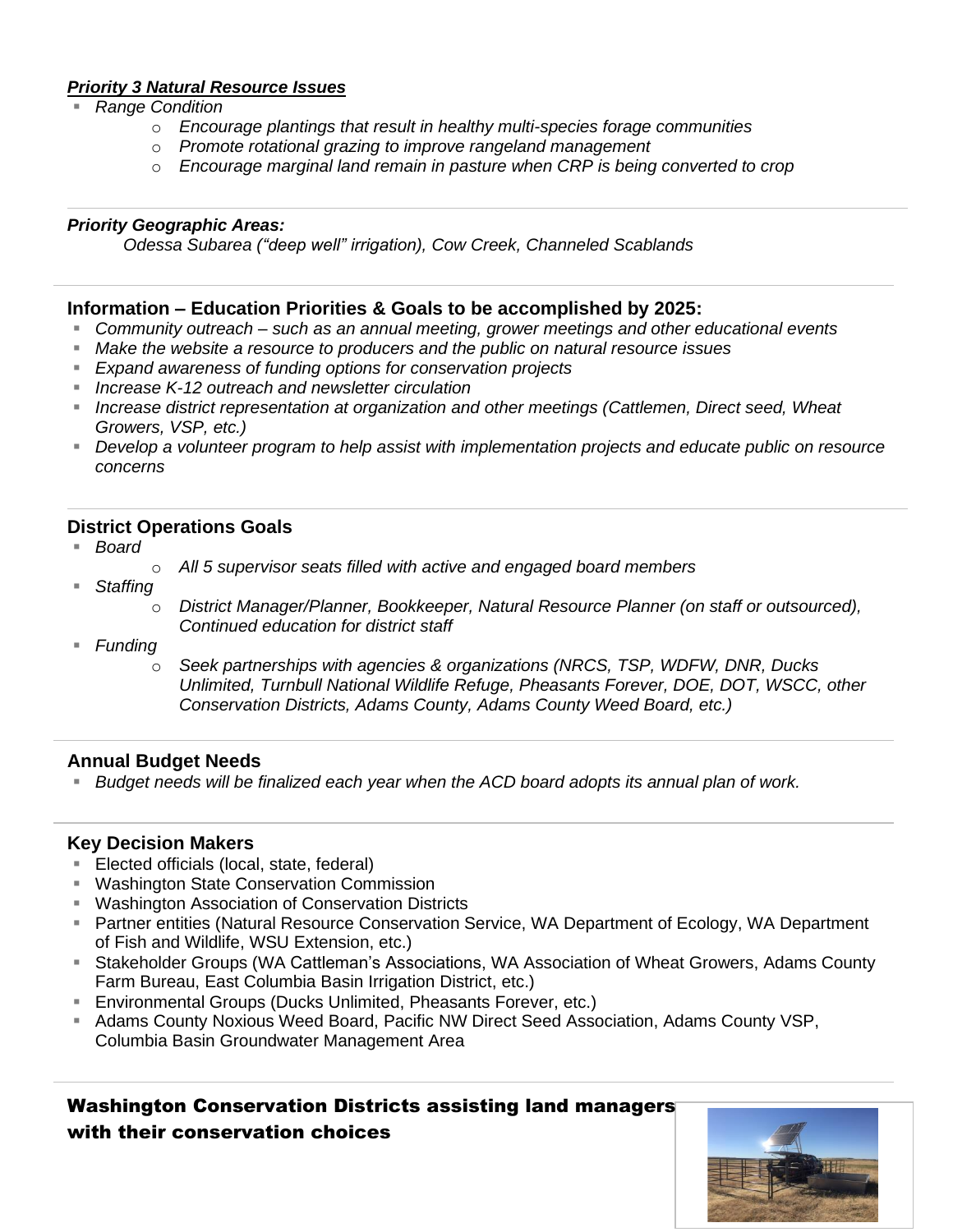***Priority 3 Natural Resource Issues***

- *Range Condition*
  - *Encourage plantings that result in healthy multi-species forage communities*
  - *Promote rotational grazing to improve rangeland management*
  - *Encourage marginal land remain in pasture when CRP is being converted to crop*

***Priority Geographic Areas:***

*Odessa Subarea ("deep well" irrigation), Cow Creek, Channeled Scablands*

## Information – Education Priorities & Goals to be accomplished by 2025:

- *Community outreach – such as an annual meeting, grower meetings and other educational events*
- *Make the website a resource to producers and the public on natural resource issues*
- *Expand awareness of funding options for conservation projects*
- *Increase K-12 outreach and newsletter circulation*
- *Increase district representation at organization and other meetings (Cattlemen, Direct seed, Wheat Growers, VSP, etc.)*
- *Develop a volunteer program to help assist with implementation projects and educate public on resource concerns*

## District Operations Goals

- *Board*
  - *All 5 supervisor seats filled with active and engaged board members*
- *Staffing*
  - *District Manager/Planner, Bookkeeper, Natural Resource Planner (on staff or outsourced), Continued education for district staff*
- *Funding*
  - *Seek partnerships with agencies & organizations (NRCS, TSP, WDFW, DNR, Ducks Unlimited, Turnbull National Wildlife Refuge, Pheasants Forever, DOE, DOT, WSCC, other Conservation Districts, Adams County, Adams County Weed Board, etc.)*

## Annual Budget Needs

- *Budget needs will be finalized each year when the ACD board adopts its annual plan of work.*

## Key Decision Makers

- Elected officials (local, state, federal)
- Washington State Conservation Commission
- Washington Association of Conservation Districts
- Partner entities (Natural Resource Conservation Service, WA Department of Ecology, WA Department of Fish and Wildlife, WSU Extension, etc.)
- Stakeholder Groups (WA Cattleman's Associations, WA Association of Wheat Growers, Adams County Farm Bureau, East Columbia Basin Irrigation District, etc.)
- Environmental Groups (Ducks Unlimited, Pheasants Forever, etc.)
- Adams County Noxious Weed Board, Pacific NW Direct Seed Association, Adams County VSP, Columbia Basin Groundwater Management Area

**Washington Conservation Districts assisting land managers with their conservation choices**